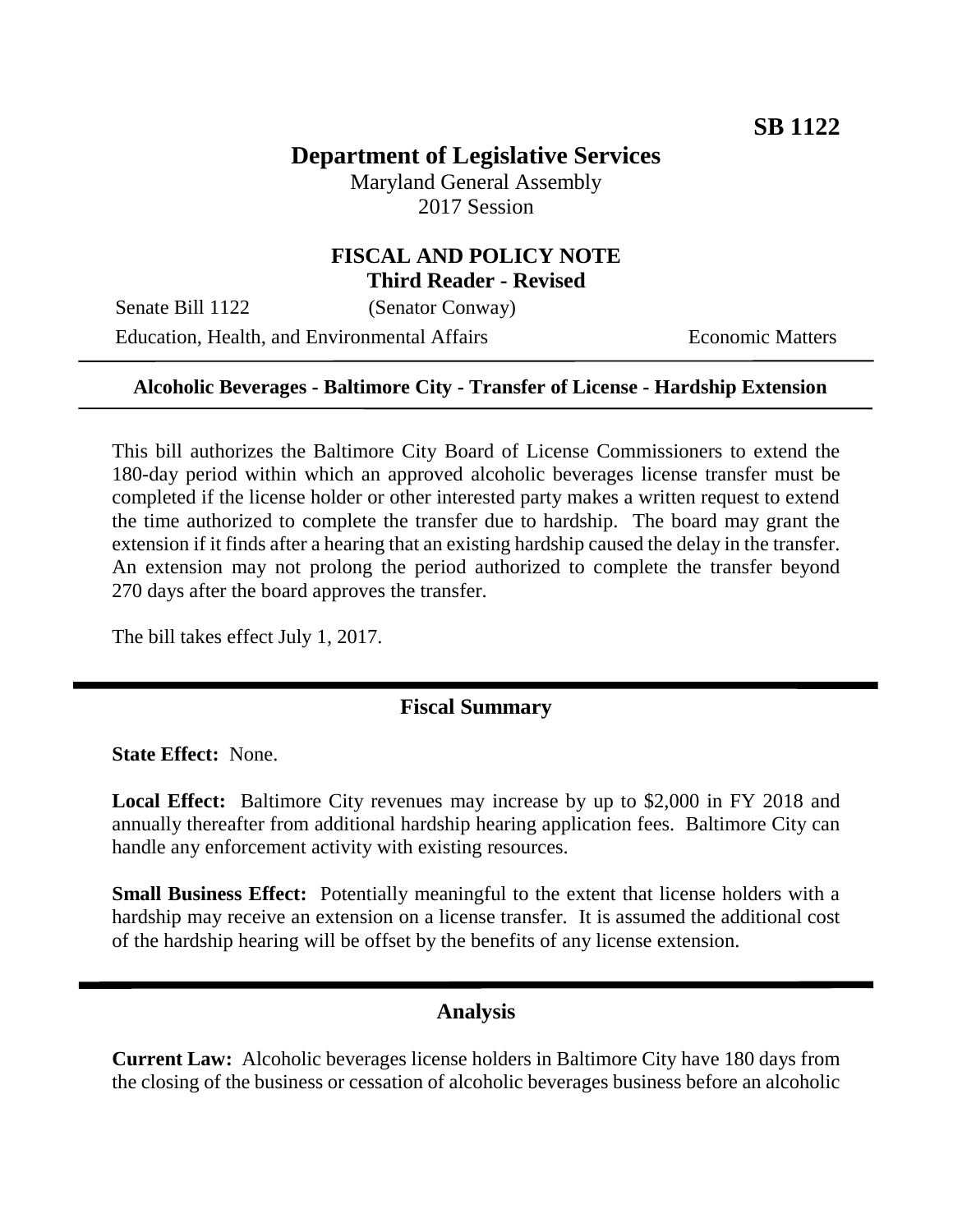**SB 1122**

# Department of Legislative Services

Maryland General Assembly
2017 Session

## FISCAL AND POLICY NOTE
**Third Reader - Revised**

Senate Bill 1122 (Senator Conway)
Education, Health, and Environmental Affairs Economic Matters

---

**Alcoholic Beverages - Baltimore City - Transfer of License - Hardship Extension**

---

This bill authorizes the Baltimore City Board of License Commissioners to extend the 180-day period within which an approved alcoholic beverages license transfer must be completed if the license holder or other interested party makes a written request to extend the time authorized to complete the transfer due to hardship. The board may grant the extension if it finds after a hearing that an existing hardship caused the delay in the transfer. An extension may not prolong the period authorized to complete the transfer beyond 270 days after the board approves the transfer.

The bill takes effect July 1, 2017.

## Fiscal Summary

**State Effect:** None.

**Local Effect:** Baltimore City revenues may increase by up to $2,000 in FY 2018 and annually thereafter from additional hardship hearing application fees. Baltimore City can handle any enforcement activity with existing resources.

**Small Business Effect:** Potentially meaningful to the extent that license holders with a hardship may receive an extension on a license transfer. It is assumed the additional cost of the hardship hearing will be offset by the benefits of any license extension.

## Analysis

**Current Law:** Alcoholic beverages license holders in Baltimore City have 180 days from the closing of the business or cessation of alcoholic beverages business before an alcoholic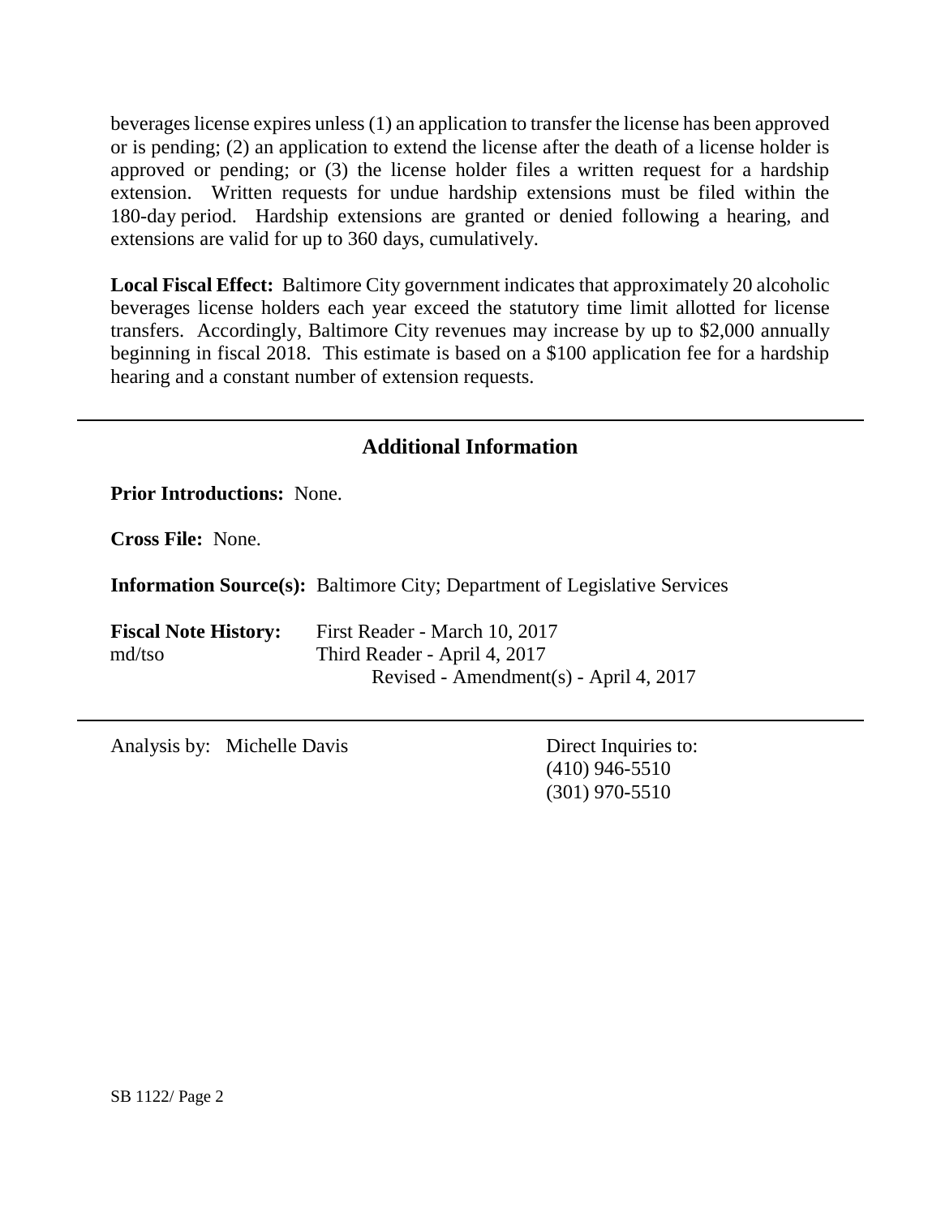beverages license expires unless (1) an application to transfer the license has been approved or is pending; (2) an application to extend the license after the death of a license holder is approved or pending; or (3) the license holder files a written request for a hardship extension. Written requests for undue hardship extensions must be filed within the 180-day period. Hardship extensions are granted or denied following a hearing, and extensions are valid for up to 360 days, cumulatively.

**Local Fiscal Effect:** Baltimore City government indicates that approximately 20 alcoholic beverages license holders each year exceed the statutory time limit allotted for license transfers. Accordingly, Baltimore City revenues may increase by up to $2,000 annually beginning in fiscal 2018. This estimate is based on a $100 application fee for a hardship hearing and a constant number of extension requests.

## Additional Information

**Prior Introductions:** None.

**Cross File:** None.

**Information Source(s):** Baltimore City; Department of Legislative Services

**Fiscal Note History:** First Reader - March 10, 2017
md/tso Third Reader - April 4, 2017
Revised - Amendment(s) - April 4, 2017

Analysis by: Michelle Davis

Direct Inquiries to:
(410) 946-5510
(301) 970-5510